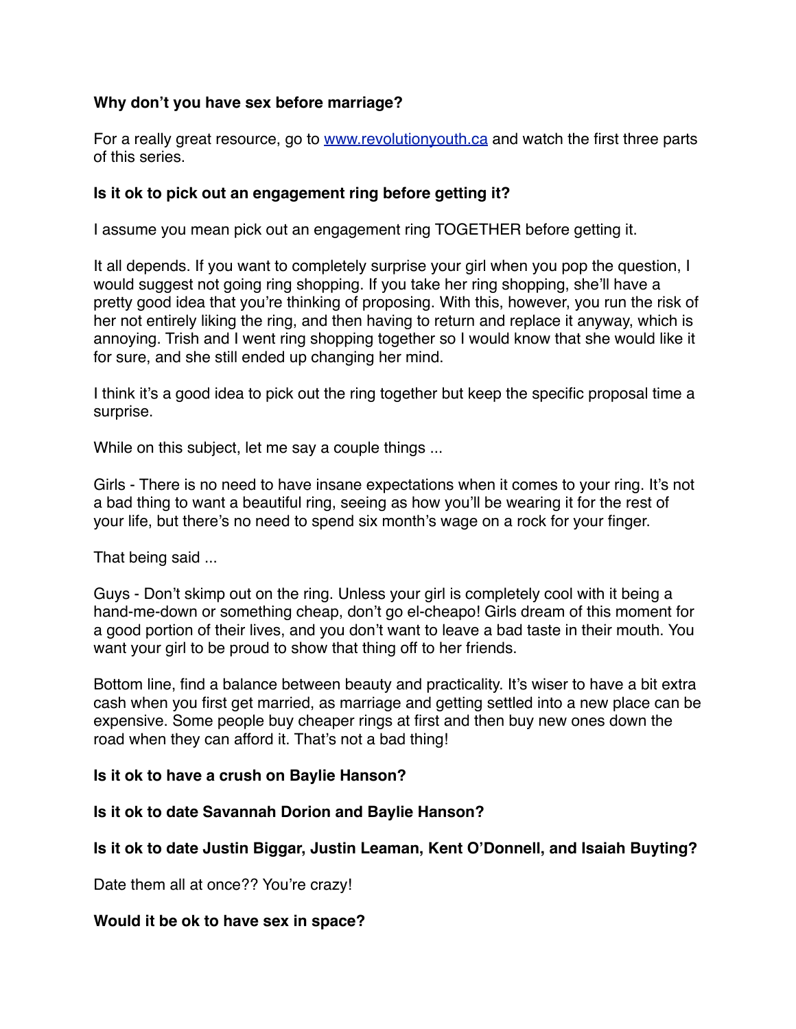**Why don't you have sex before marriage?**

For a really great resource, go to [www.revolutionyouth.ca](http://www.revolutionyouth.ca) and watch the first three parts of this series.

**Is it ok to pick out an engagement ring before getting it?**

I assume you mean pick out an engagement ring TOGETHER before getting it.

It all depends. If you want to completely surprise your girl when you pop the question, I would suggest not going ring shopping. If you take her ring shopping, she'll have a pretty good idea that you're thinking of proposing. With this, however, you run the risk of her not entirely liking the ring, and then having to return and replace it anyway, which is annoying. Trish and I went ring shopping together so I would know that she would like it for sure, and she still ended up changing her mind.

I think it's a good idea to pick out the ring together but keep the specific proposal time a surprise.

While on this subject, let me say a couple things ...

Girls - There is no need to have insane expectations when it comes to your ring. It's not a bad thing to want a beautiful ring, seeing as how you'll be wearing it for the rest of your life, but there's no need to spend six month's wage on a rock for your finger.

That being said ...

Guys - Don't skimp out on the ring. Unless your girl is completely cool with it being a hand-me-down or something cheap, don't go el-cheapo! Girls dream of this moment for a good portion of their lives, and you don't want to leave a bad taste in their mouth. You want your girl to be proud to show that thing off to her friends.

Bottom line, find a balance between beauty and practicality. It's wiser to have a bit extra cash when you first get married, as marriage and getting settled into a new place can be expensive. Some people buy cheaper rings at first and then buy new ones down the road when they can afford it. That's not a bad thing!

**Is it ok to have a crush on Baylie Hanson?**

**Is it ok to date Savannah Dorion and Baylie Hanson?**

**Is it ok to date Justin Biggar, Justin Leaman, Kent O'Donnell, and Isaiah Buyting?**

Date them all at once?? You're crazy!

**Would it be ok to have sex in space?**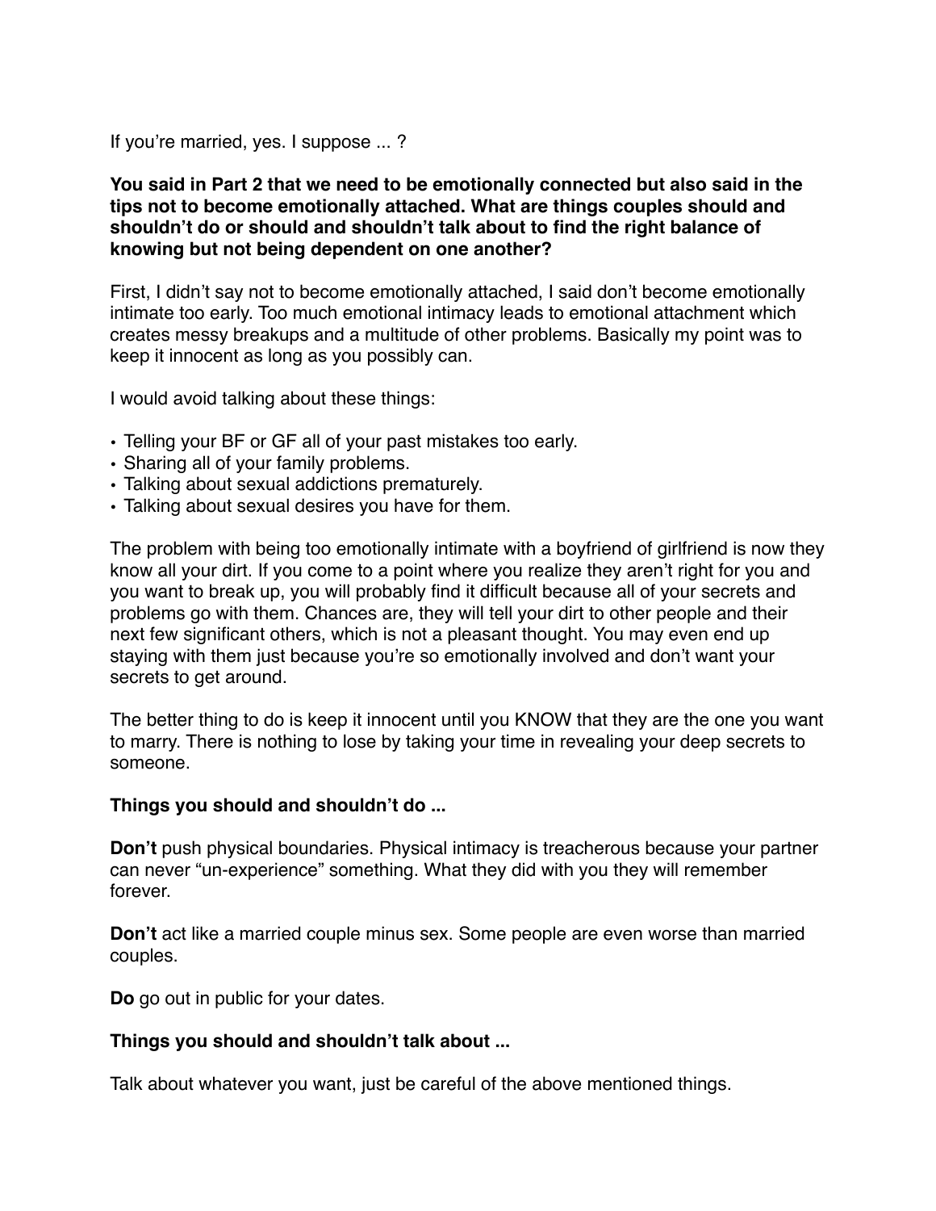If you're married, yes. I suppose ... ?

**You said in Part 2 that we need to be emotionally connected but also said in the tips not to become emotionally attached. What are things couples should and shouldn't do or should and shouldn't talk about to find the right balance of knowing but not being dependent on one another?**

First, I didn't say not to become emotionally attached, I said don't become emotionally intimate too early. Too much emotional intimacy leads to emotional attachment which creates messy breakups and a multitude of other problems. Basically my point was to keep it innocent as long as you possibly can.

I would avoid talking about these things:

- Telling your BF or GF all of your past mistakes too early.
- Sharing all of your family problems.
- Talking about sexual addictions prematurely.
- Talking about sexual desires you have for them.

The problem with being too emotionally intimate with a boyfriend of girlfriend is now they know all your dirt. If you come to a point where you realize they aren't right for you and you want to break up, you will probably find it difficult because all of your secrets and problems go with them. Chances are, they will tell your dirt to other people and their next few significant others, which is not a pleasant thought. You may even end up staying with them just because you're so emotionally involved and don't want your secrets to get around.

The better thing to do is keep it innocent until you KNOW that they are the one you want to marry. There is nothing to lose by taking your time in revealing your deep secrets to someone.

**Things you should and shouldn't do ...**

**Don't** push physical boundaries. Physical intimacy is treacherous because your partner can never "un-experience" something. What they did with you they will remember forever.

**Don't** act like a married couple minus sex. Some people are even worse than married couples.

**Do** go out in public for your dates.

**Things you should and shouldn't talk about ...**

Talk about whatever you want, just be careful of the above mentioned things.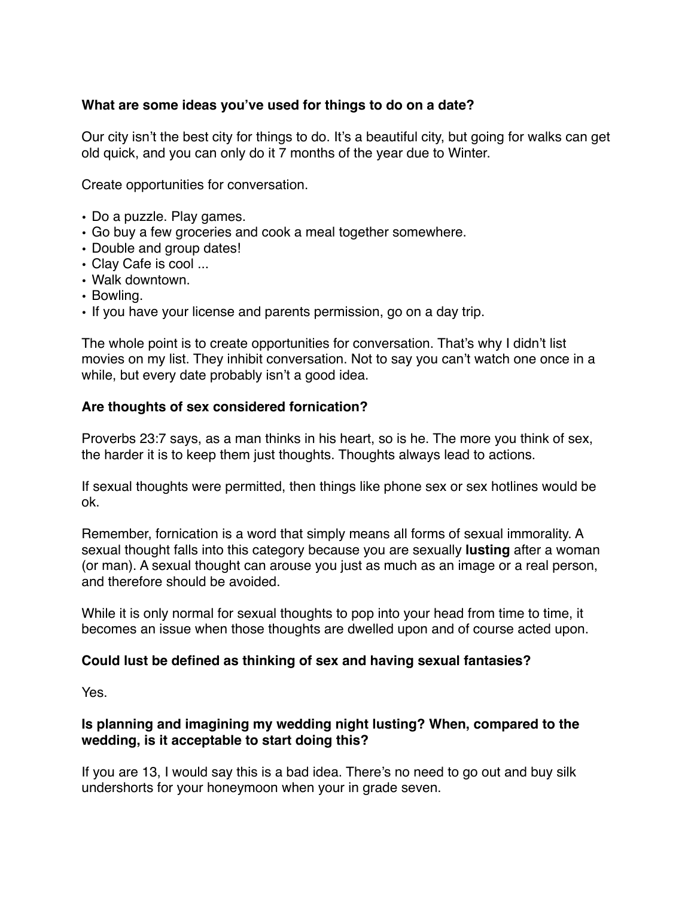**What are some ideas you've used for things to do on a date?**

Our city isn't the best city for things to do. It's a beautiful city, but going for walks can get old quick, and you can only do it 7 months of the year due to Winter.

Create opportunities for conversation.

- Do a puzzle. Play games.
- Go buy a few groceries and cook a meal together somewhere.
- Double and group dates!
- Clay Cafe is cool ...
- Walk downtown.
- Bowling.
- If you have your license and parents permission, go on a day trip.

The whole point is to create opportunities for conversation. That's why I didn't list movies on my list. They inhibit conversation. Not to say you can't watch one once in a while, but every date probably isn't a good idea.

**Are thoughts of sex considered fornication?**

Proverbs 23:7 says, as a man thinks in his heart, so is he. The more you think of sex, the harder it is to keep them just thoughts. Thoughts always lead to actions.

If sexual thoughts were permitted, then things like phone sex or sex hotlines would be ok.

Remember, fornication is a word that simply means all forms of sexual immorality. A sexual thought falls into this category because you are sexually **lusting** after a woman (or man). A sexual thought can arouse you just as much as an image or a real person, and therefore should be avoided.

While it is only normal for sexual thoughts to pop into your head from time to time, it becomes an issue when those thoughts are dwelled upon and of course acted upon.

**Could lust be defined as thinking of sex and having sexual fantasies?**

Yes.

**Is planning and imagining my wedding night lusting? When, compared to the wedding, is it acceptable to start doing this?**

If you are 13, I would say this is a bad idea. There's no need to go out and buy silk undershorts for your honeymoon when your in grade seven.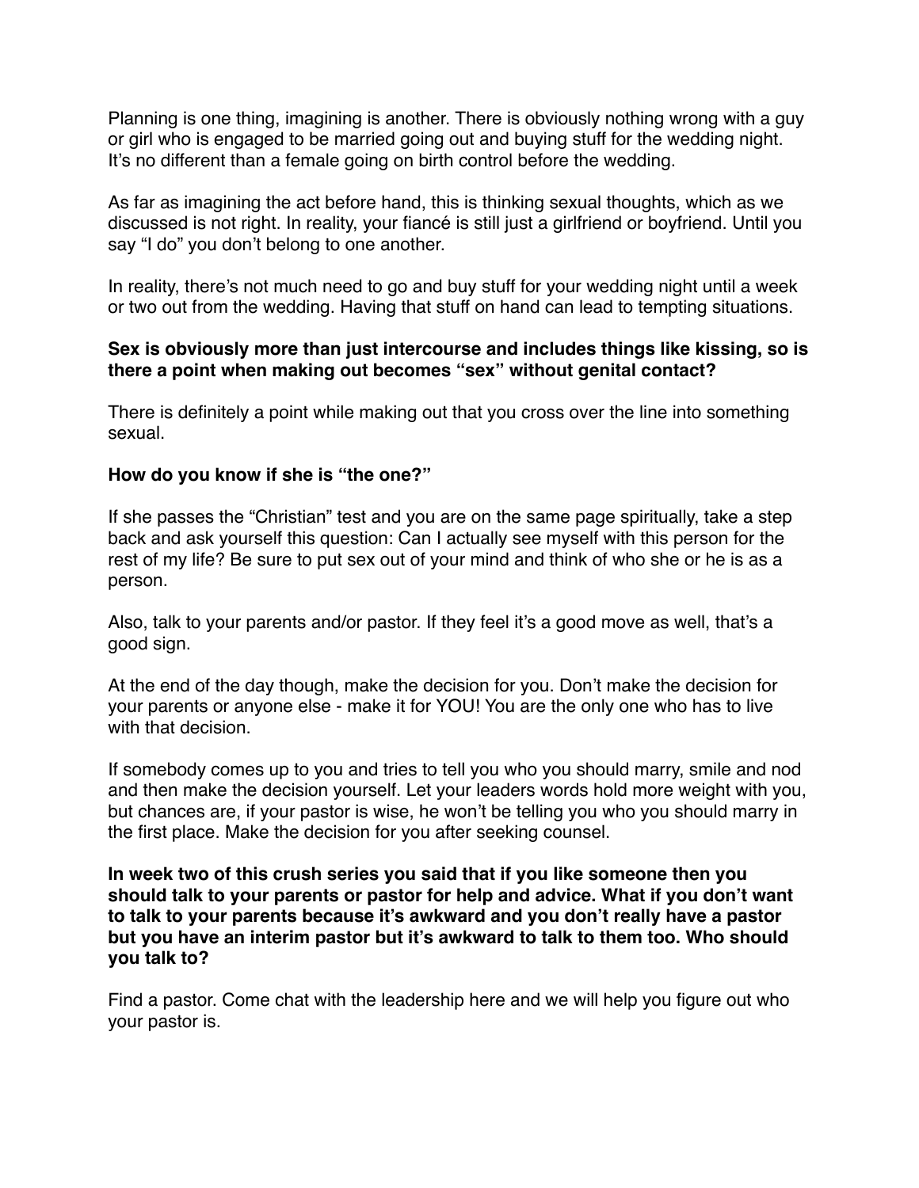Planning is one thing, imagining is another. There is obviously nothing wrong with a guy or girl who is engaged to be married going out and buying stuff for the wedding night. It's no different than a female going on birth control before the wedding.

As far as imagining the act before hand, this is thinking sexual thoughts, which as we discussed is not right. In reality, your fiancé is still just a girlfriend or boyfriend. Until you say "I do" you don't belong to one another.

In reality, there's not much need to go and buy stuff for your wedding night until a week or two out from the wedding. Having that stuff on hand can lead to tempting situations.

**Sex is obviously more than just intercourse and includes things like kissing, so is there a point when making out becomes "sex" without genital contact?**

There is definitely a point while making out that you cross over the line into something sexual.

**How do you know if she is "the one?"**

If she passes the "Christian" test and you are on the same page spiritually, take a step back and ask yourself this question: Can I actually see myself with this person for the rest of my life? Be sure to put sex out of your mind and think of who she or he is as a person.

Also, talk to your parents and/or pastor. If they feel it's a good move as well, that's a good sign.

At the end of the day though, make the decision for you. Don't make the decision for your parents or anyone else - make it for YOU! You are the only one who has to live with that decision.

If somebody comes up to you and tries to tell you who you should marry, smile and nod and then make the decision yourself. Let your leaders words hold more weight with you, but chances are, if your pastor is wise, he won't be telling you who you should marry in the first place. Make the decision for you after seeking counsel.

**In week two of this crush series you said that if you like someone then you should talk to your parents or pastor for help and advice. What if you don't want to talk to your parents because it's awkward and you don't really have a pastor but you have an interim pastor but it's awkward to talk to them too. Who should you talk to?**

Find a pastor. Come chat with the leadership here and we will help you figure out who your pastor is.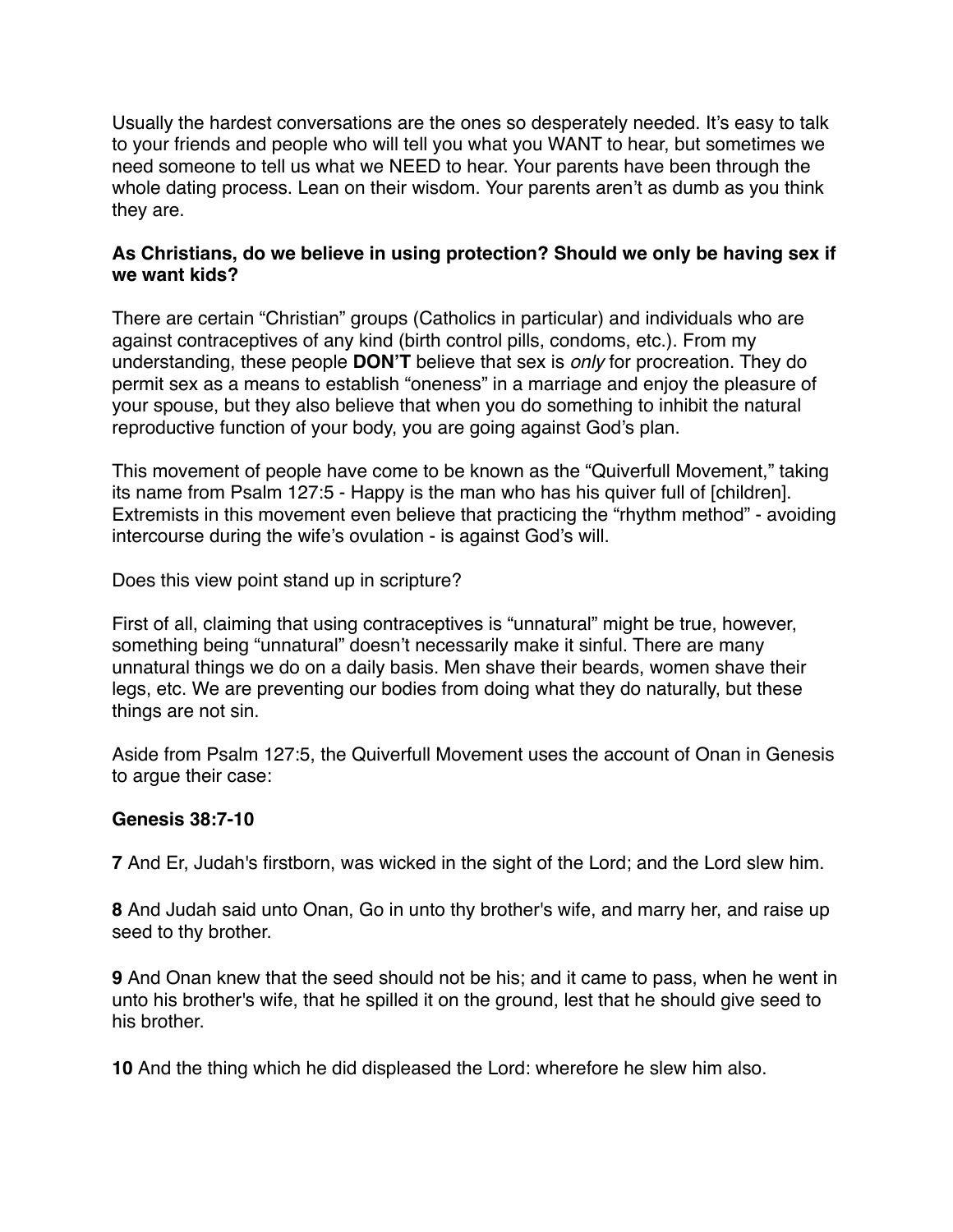Usually the hardest conversations are the ones so desperately needed. It's easy to talk to your friends and people who will tell you what you WANT to hear, but sometimes we need someone to tell us what we NEED to hear. Your parents have been through the whole dating process. Lean on their wisdom. Your parents aren't as dumb as you think they are.

**As Christians, do we believe in using protection? Should we only be having sex if we want kids?**

There are certain "Christian" groups (Catholics in particular) and individuals who are against contraceptives of any kind (birth control pills, condoms, etc.). From my understanding, these people **DON'T** believe that sex is *only* for procreation. They do permit sex as a means to establish "oneness" in a marriage and enjoy the pleasure of your spouse, but they also believe that when you do something to inhibit the natural reproductive function of your body, you are going against God's plan.

This movement of people have come to be known as the "Quiverfull Movement," taking its name from Psalm 127:5 - Happy is the man who has his quiver full of [children]. Extremists in this movement even believe that practicing the "rhythm method" - avoiding intercourse during the wife's ovulation - is against God's will.

Does this view point stand up in scripture?

First of all, claiming that using contraceptives is "unnatural" might be true, however, something being "unnatural" doesn't necessarily make it sinful. There are many unnatural things we do on a daily basis. Men shave their beards, women shave their legs, etc. We are preventing our bodies from doing what they do naturally, but these things are not sin.

Aside from Psalm 127:5, the Quiverfull Movement uses the account of Onan in Genesis to argue their case:

**Genesis 38:7-10**

**7** And Er, Judah's firstborn, was wicked in the sight of the Lord; and the Lord slew him.

**8** And Judah said unto Onan, Go in unto thy brother's wife, and marry her, and raise up seed to thy brother.

**9** And Onan knew that the seed should not be his; and it came to pass, when he went in unto his brother's wife, that he spilled it on the ground, lest that he should give seed to his brother.

**10** And the thing which he did displeased the Lord: wherefore he slew him also.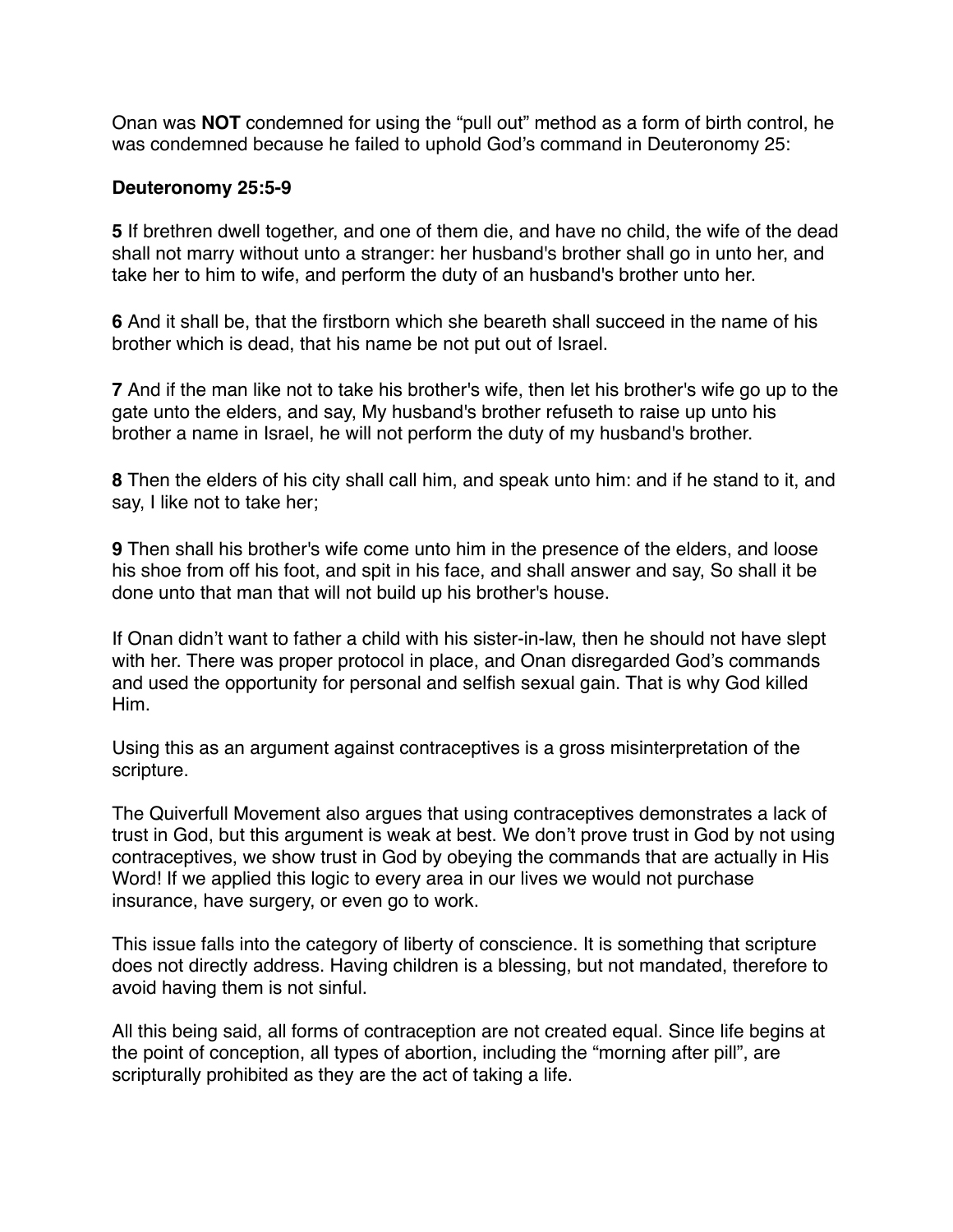Onan was **NOT** condemned for using the "pull out" method as a form of birth control, he was condemned because he failed to uphold God's command in Deuteronomy 25:

**Deuteronomy 25:5-9**

**5** If brethren dwell together, and one of them die, and have no child, the wife of the dead shall not marry without unto a stranger: her husband's brother shall go in unto her, and take her to him to wife, and perform the duty of an husband's brother unto her.

**6** And it shall be, that the firstborn which she beareth shall succeed in the name of his brother which is dead, that his name be not put out of Israel.

**7** And if the man like not to take his brother's wife, then let his brother's wife go up to the gate unto the elders, and say, My husband's brother refuseth to raise up unto his brother a name in Israel, he will not perform the duty of my husband's brother.

**8** Then the elders of his city shall call him, and speak unto him: and if he stand to it, and say, I like not to take her;

**9** Then shall his brother's wife come unto him in the presence of the elders, and loose his shoe from off his foot, and spit in his face, and shall answer and say, So shall it be done unto that man that will not build up his brother's house.

If Onan didn't want to father a child with his sister-in-law, then he should not have slept with her. There was proper protocol in place, and Onan disregarded God's commands and used the opportunity for personal and selfish sexual gain. That is why God killed Him.

Using this as an argument against contraceptives is a gross misinterpretation of the scripture.

The Quiverfull Movement also argues that using contraceptives demonstrates a lack of trust in God, but this argument is weak at best. We don't prove trust in God by not using contraceptives, we show trust in God by obeying the commands that are actually in His Word! If we applied this logic to every area in our lives we would not purchase insurance, have surgery, or even go to work.

This issue falls into the category of liberty of conscience. It is something that scripture does not directly address. Having children is a blessing, but not mandated, therefore to avoid having them is not sinful.

All this being said, all forms of contraception are not created equal. Since life begins at the point of conception, all types of abortion, including the "morning after pill", are scripturally prohibited as they are the act of taking a life.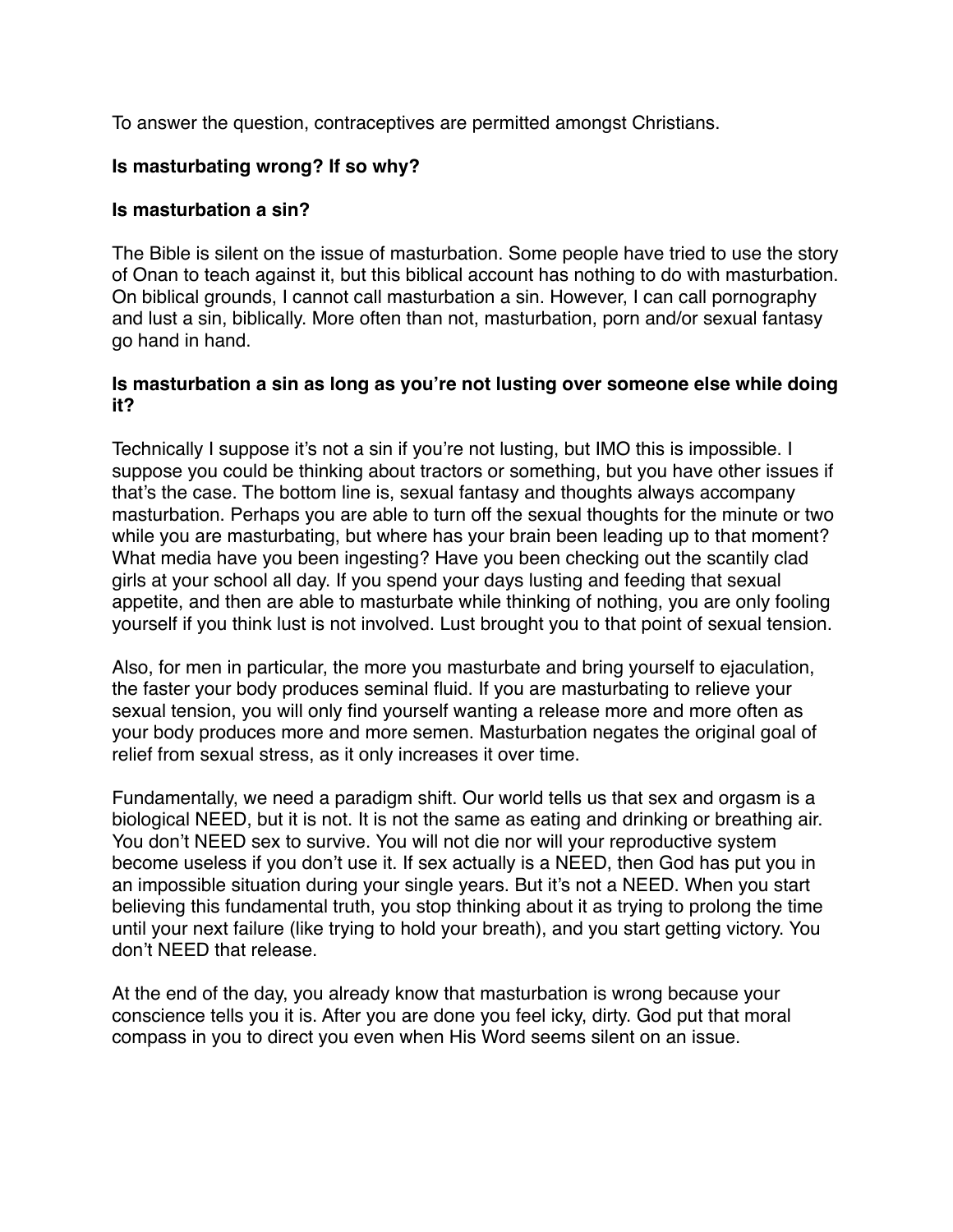To answer the question, contraceptives are permitted amongst Christians.

**Is masturbating wrong? If so why?**

**Is masturbation a sin?**

The Bible is silent on the issue of masturbation. Some people have tried to use the story of Onan to teach against it, but this biblical account has nothing to do with masturbation. On biblical grounds, I cannot call masturbation a sin. However, I can call pornography and lust a sin, biblically. More often than not, masturbation, porn and/or sexual fantasy go hand in hand.

**Is masturbation a sin as long as you're not lusting over someone else while doing it?**

Technically I suppose it's not a sin if you're not lusting, but IMO this is impossible. I suppose you could be thinking about tractors or something, but you have other issues if that's the case. The bottom line is, sexual fantasy and thoughts always accompany masturbation. Perhaps you are able to turn off the sexual thoughts for the minute or two while you are masturbating, but where has your brain been leading up to that moment? What media have you been ingesting? Have you been checking out the scantily clad girls at your school all day. If you spend your days lusting and feeding that sexual appetite, and then are able to masturbate while thinking of nothing, you are only fooling yourself if you think lust is not involved. Lust brought you to that point of sexual tension.

Also, for men in particular, the more you masturbate and bring yourself to ejaculation, the faster your body produces seminal fluid. If you are masturbating to relieve your sexual tension, you will only find yourself wanting a release more and more often as your body produces more and more semen. Masturbation negates the original goal of relief from sexual stress, as it only increases it over time.

Fundamentally, we need a paradigm shift. Our world tells us that sex and orgasm is a biological NEED, but it is not. It is not the same as eating and drinking or breathing air. You don't NEED sex to survive. You will not die nor will your reproductive system become useless if you don't use it. If sex actually is a NEED, then God has put you in an impossible situation during your single years. But it's not a NEED. When you start believing this fundamental truth, you stop thinking about it as trying to prolong the time until your next failure (like trying to hold your breath), and you start getting victory. You don't NEED that release.

At the end of the day, you already know that masturbation is wrong because your conscience tells you it is. After you are done you feel icky, dirty. God put that moral compass in you to direct you even when His Word seems silent on an issue.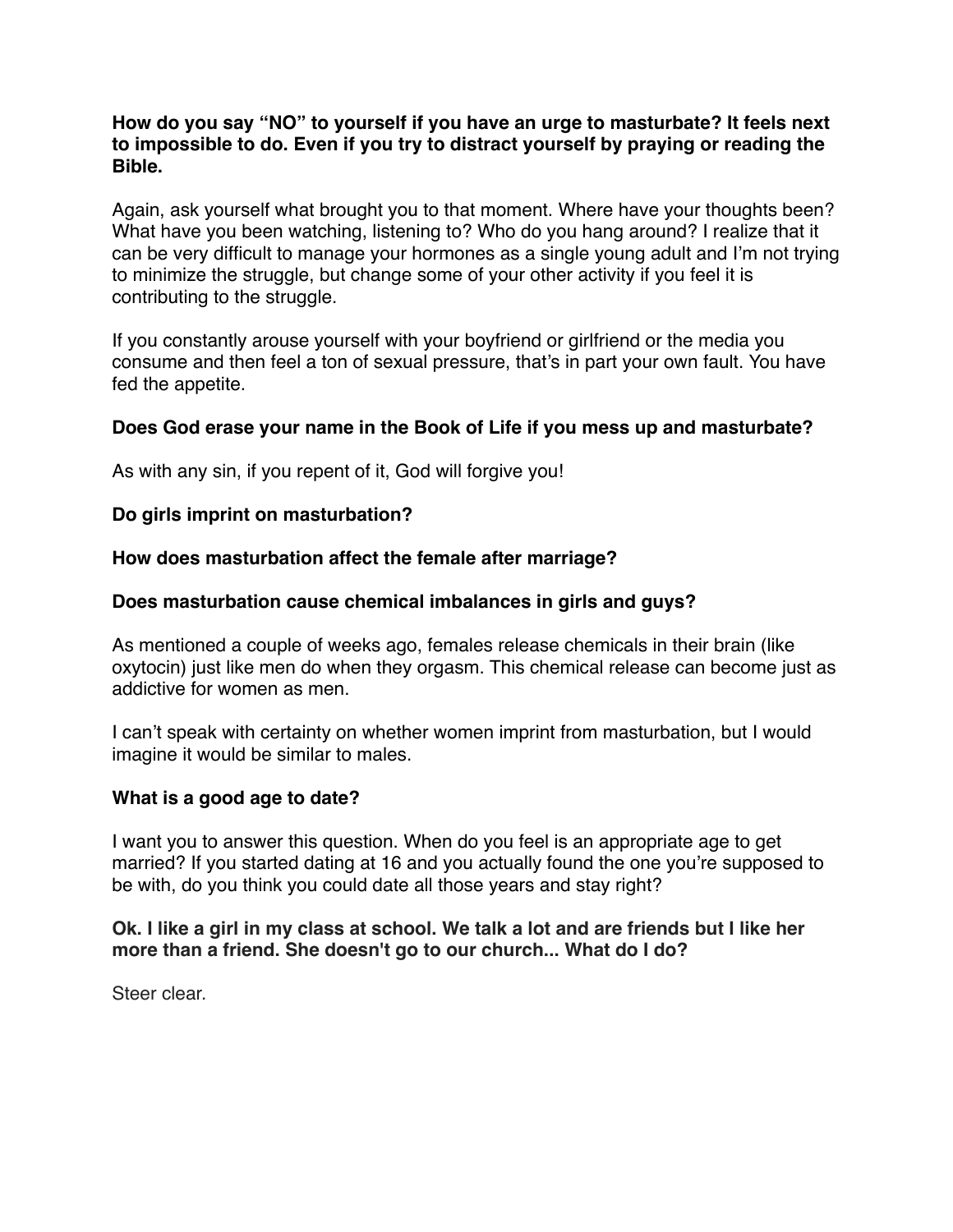**How do you say "NO" to yourself if you have an urge to masturbate? It feels next to impossible to do. Even if you try to distract yourself by praying or reading the Bible.**

Again, ask yourself what brought you to that moment. Where have your thoughts been? What have you been watching, listening to? Who do you hang around? I realize that it can be very difficult to manage your hormones as a single young adult and I'm not trying to minimize the struggle, but change some of your other activity if you feel it is contributing to the struggle.

If you constantly arouse yourself with your boyfriend or girlfriend or the media you consume and then feel a ton of sexual pressure, that's in part your own fault. You have fed the appetite.

**Does God erase your name in the Book of Life if you mess up and masturbate?**

As with any sin, if you repent of it, God will forgive you!

**Do girls imprint on masturbation?**

**How does masturbation affect the female after marriage?**

**Does masturbation cause chemical imbalances in girls and guys?**

As mentioned a couple of weeks ago, females release chemicals in their brain (like oxytocin) just like men do when they orgasm. This chemical release can become just as addictive for women as men.

I can't speak with certainty on whether women imprint from masturbation, but I would imagine it would be similar to males.

**What is a good age to date?**

I want you to answer this question. When do you feel is an appropriate age to get married? If you started dating at 16 and you actually found the one you're supposed to be with, do you think you could date all those years and stay right?

**Ok. I like a girl in my class at school. We talk a lot and are friends but I like her more than a friend. She doesn't go to our church... What do I do?**

Steer clear.